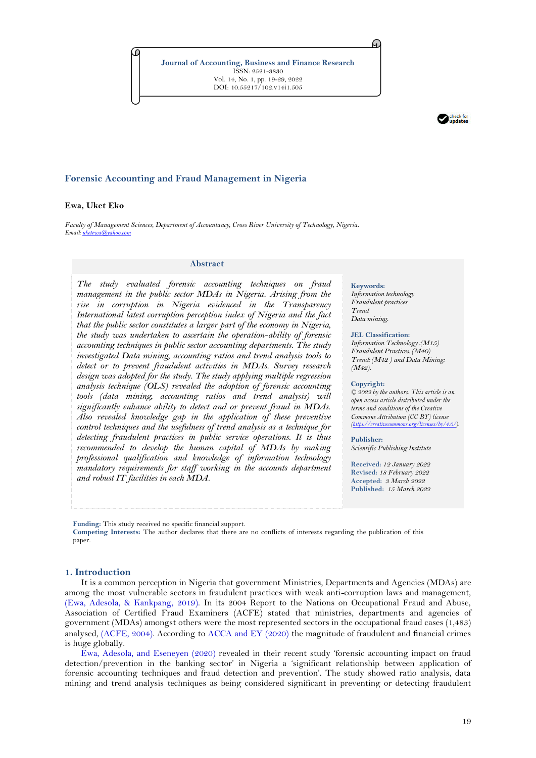Journal of Accounting, Business and Finance Research
ISSN: 2521-3830
Vol. 14, No. 1, pp. 19-29, 2022
DOI: 10.55217/102.v14i1.505

# Forensic Accounting and Fraud Management in Nigeria

**Ewa, Uket Eko**

*Faculty of Management Sciences, Department of Accountancy, Cross River University of Technology, Nigeria.*
*Email: uketewa@yahoo.com*

## Abstract

*The study evaluated forensic accounting techniques on fraud management in the public sector MDAs in Nigeria. Arising from the rise in corruption in Nigeria evidenced in the Transparency International latest corruption perception index of Nigeria and the fact that the public sector constitutes a larger part of the economy in Nigeria, the study was undertaken to ascertain the operation-ability of forensic accounting techniques in public sector accounting departments. The study investigated Data mining, accounting ratios and trend analysis tools to detect or to prevent fraudulent activities in MDAs. Survey research design was adopted for the study. The study applying multiple regression analysis technique (OLS) revealed the adoption of forensic accounting tools (data mining, accounting ratios and trend analysis) will significantly enhance ability to detect and or prevent fraud in MDAs. Also revealed knowledge gap in the application of these preventive control techniques and the usefulness of trend analysis as a technique for detecting fraudulent practices in public service operations. It is thus recommended to develop the human capital of MDAs by making professional qualification and knowledge of information technology mandatory requirements for staff working in the accounts department and robust IT facilities in each MDA.*

**Keywords:**
*Information technology*
*Fraudulent practices*
*Trend*
*Data mining.*

**JEL Classification:**
*Information Technology :(M15)*
*Fraudulent Practices: (M40)*
*Trend: (M42 ) and Data Mining: (M42).*

**Copyright:**
*© 2022 by the authors. This article is an open access article distributed under the terms and conditions of the Creative Commons Attribution (CC BY) license (https://creativecommons.org/licenses/by/4.0/).*

**Publisher:**
*Scientific Publishing Institute*

**Received:** *12 January 2022*
**Revised:** *18 February 2022*
**Accepted:** *3 March 2022*
**Published:** *15 March 2022*

**Funding:** This study received no specific financial support.
**Competing Interests:** The author declares that there are no conflicts of interests regarding the publication of this paper.

## 1. Introduction

It is a common perception in Nigeria that government Ministries, Departments and Agencies (MDAs) are among the most vulnerable sectors in fraudulent practices with weak anti-corruption laws and management, (Ewa, Adesola, & Kankpang, 2019). In its 2004 Report to the Nations on Occupational Fraud and Abuse, Association of Certified Fraud Examiners (ACFE) stated that ministries, departments and agencies of government (MDAs) amongst others were the most represented sectors in the occupational fraud cases (1,483) analysed, (ACFE, 2004). According to ACCA and EY (2020) the magnitude of fraudulent and financial crimes is huge globally.

Ewa, Adesola, and Eseneyen (2020) revealed in their recent study 'forensic accounting impact on fraud detection/prevention in the banking sector' in Nigeria a 'significant relationship between application of forensic accounting techniques and fraud detection and prevention'. The study showed ratio analysis, data mining and trend analysis techniques as being considered significant in preventing or detecting fraudulent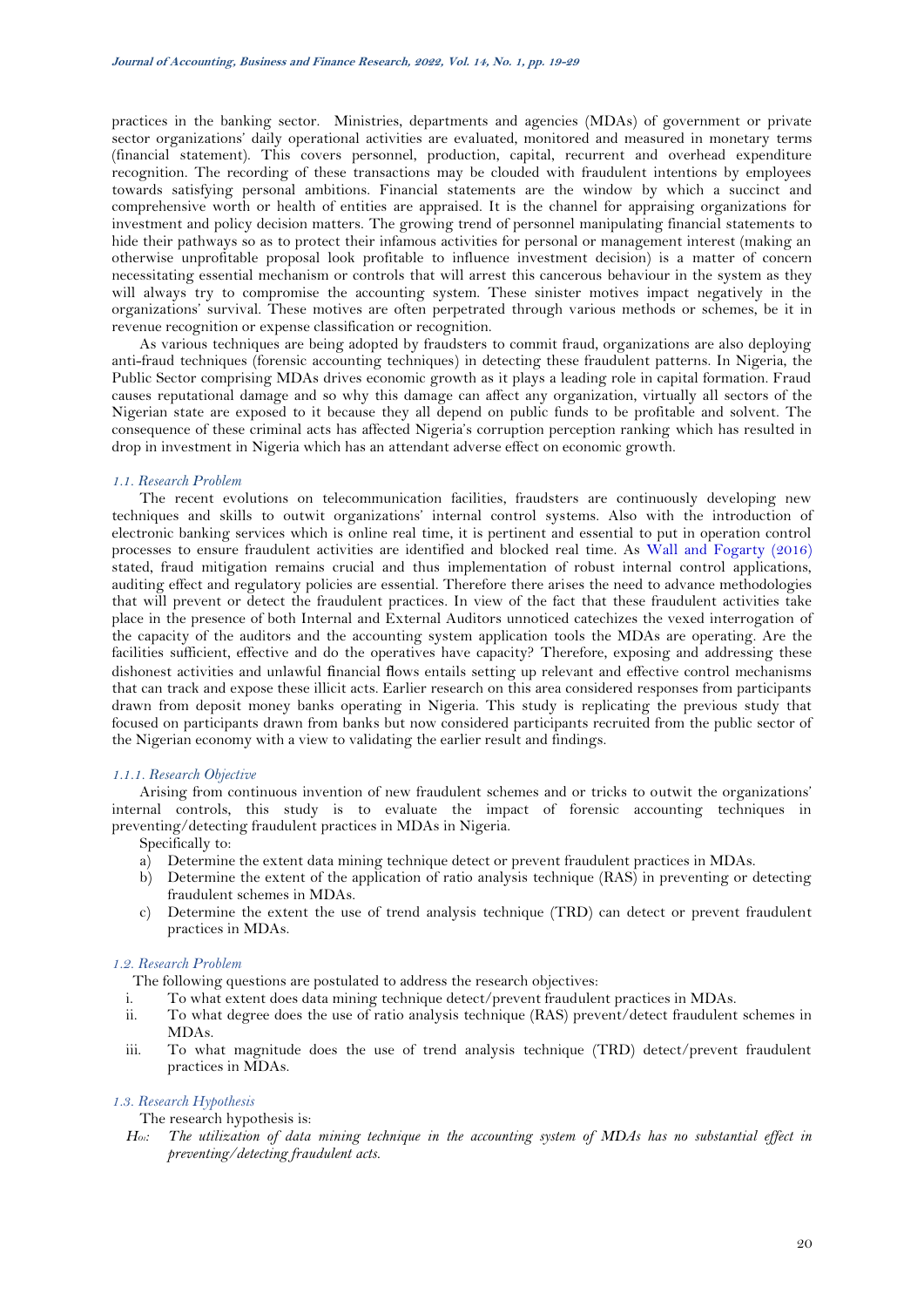practices in the banking sector. Ministries, departments and agencies (MDAs) of government or private sector organizations' daily operational activities are evaluated, monitored and measured in monetary terms (financial statement). This covers personnel, production, capital, recurrent and overhead expenditure recognition. The recording of these transactions may be clouded with fraudulent intentions by employees towards satisfying personal ambitions. Financial statements are the window by which a succinct and comprehensive worth or health of entities are appraised. It is the channel for appraising organizations for investment and policy decision matters. The growing trend of personnel manipulating financial statements to hide their pathways so as to protect their infamous activities for personal or management interest (making an otherwise unprofitable proposal look profitable to influence investment decision) is a matter of concern necessitating essential mechanism or controls that will arrest this cancerous behaviour in the system as they will always try to compromise the accounting system. These sinister motives impact negatively in the organizations' survival. These motives are often perpetrated through various methods or schemes, be it in revenue recognition or expense classification or recognition.

As various techniques are being adopted by fraudsters to commit fraud, organizations are also deploying anti-fraud techniques (forensic accounting techniques) in detecting these fraudulent patterns. In Nigeria, the Public Sector comprising MDAs drives economic growth as it plays a leading role in capital formation. Fraud causes reputational damage and so why this damage can affect any organization, virtually all sectors of the Nigerian state are exposed to it because they all depend on public funds to be profitable and solvent. The consequence of these criminal acts has affected Nigeria's corruption perception ranking which has resulted in drop in investment in Nigeria which has an attendant adverse effect on economic growth.

### *1.1. Research Problem*

The recent evolutions on telecommunication facilities, fraudsters are continuously developing new techniques and skills to outwit organizations' internal control systems. Also with the introduction of electronic banking services which is online real time, it is pertinent and essential to put in operation control processes to ensure fraudulent activities are identified and blocked real time. As Wall and Fogarty (2016) stated, fraud mitigation remains crucial and thus implementation of robust internal control applications, auditing effect and regulatory policies are essential. Therefore there arises the need to advance methodologies that will prevent or detect the fraudulent practices. In view of the fact that these fraudulent activities take place in the presence of both Internal and External Auditors unnoticed catechizes the vexed interrogation of the capacity of the auditors and the accounting system application tools the MDAs are operating. Are the facilities sufficient, effective and do the operatives have capacity? Therefore, exposing and addressing these dishonest activities and unlawful financial flows entails setting up relevant and effective control mechanisms that can track and expose these illicit acts. Earlier research on this area considered responses from participants drawn from deposit money banks operating in Nigeria. This study is replicating the previous study that focused on participants drawn from banks but now considered participants recruited from the public sector of the Nigerian economy with a view to validating the earlier result and findings.

#### *1.1.1. Research Objective*

Arising from continuous invention of new fraudulent schemes and or tricks to outwit the organizations' internal controls, this study is to evaluate the impact of forensic accounting techniques in preventing/detecting fraudulent practices in MDAs in Nigeria.

Specifically to:

a) Determine the extent data mining technique detect or prevent fraudulent practices in MDAs.
b) Determine the extent of the application of ratio analysis technique (RAS) in preventing or detecting fraudulent schemes in MDAs.
c) Determine the extent the use of trend analysis technique (TRD) can detect or prevent fraudulent practices in MDAs.

### *1.2. Research Problem*

The following questions are postulated to address the research objectives:

i. To what extent does data mining technique detect/prevent fraudulent practices in MDAs.
ii. To what degree does the use of ratio analysis technique (RAS) prevent/detect fraudulent schemes in MDAs.
iii. To what magnitude does the use of trend analysis technique (TRD) detect/prevent fraudulent practices in MDAs.

### *1.3. Research Hypothesis*

The research hypothesis is:

*$H_{01}$: The utilization of data mining technique in the accounting system of MDAs has no substantial effect in preventing/detecting fraudulent acts.*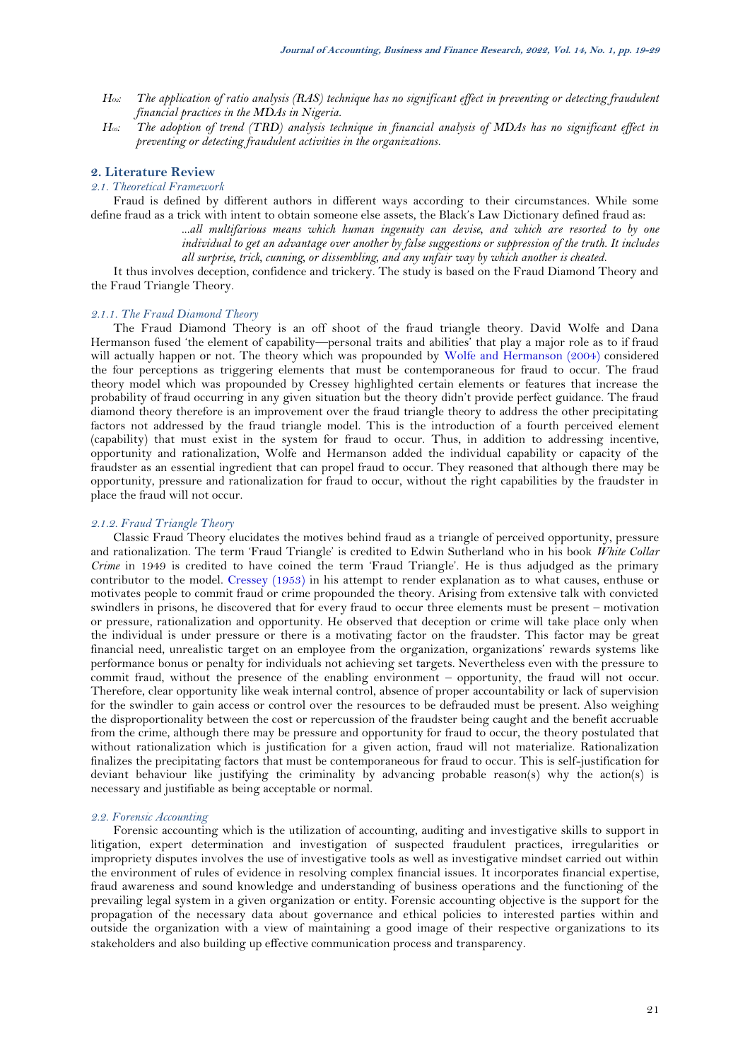*$H_{02}$: The application of ratio analysis (RAS) technique has no significant effect in preventing or detecting fraudulent financial practices in the MDAs in Nigeria.*

*$H_{03}$: The adoption of trend (TRD) analysis technique in financial analysis of MDAs has no significant effect in preventing or detecting fraudulent activities in the organizations.*

## 2. Literature Review

### *2.1. Theoretical Framework*

Fraud is defined by different authors in different ways according to their circumstances. While some define fraud as a trick with intent to obtain someone else assets, the Black's Law Dictionary defined fraud as:

> *...all multifarious means which human ingenuity can devise, and which are resorted to by one individual to get an advantage over another by false suggestions or suppression of the truth. It includes all surprise, trick, cunning, or dissembling, and any unfair way by which another is cheated.*

It thus involves deception, confidence and trickery. The study is based on the Fraud Diamond Theory and the Fraud Triangle Theory.

#### *2.1.1. The Fraud Diamond Theory*

The Fraud Diamond Theory is an off shoot of the fraud triangle theory. David Wolfe and Dana Hermanson fused 'the element of capability—personal traits and abilities' that play a major role as to if fraud will actually happen or not. The theory which was propounded by Wolfe and Hermanson (2004) considered the four perceptions as triggering elements that must be contemporaneous for fraud to occur. The fraud theory model which was propounded by Cressey highlighted certain elements or features that increase the probability of fraud occurring in any given situation but the theory didn't provide perfect guidance. The fraud diamond theory therefore is an improvement over the fraud triangle theory to address the other precipitating factors not addressed by the fraud triangle model. This is the introduction of a fourth perceived element (capability) that must exist in the system for fraud to occur. Thus, in addition to addressing incentive, opportunity and rationalization, Wolfe and Hermanson added the individual capability or capacity of the fraudster as an essential ingredient that can propel fraud to occur. They reasoned that although there may be opportunity, pressure and rationalization for fraud to occur, without the right capabilities by the fraudster in place the fraud will not occur.

#### *2.1.2. Fraud Triangle Theory*

Classic Fraud Theory elucidates the motives behind fraud as a triangle of perceived opportunity, pressure and rationalization. The term 'Fraud Triangle' is credited to Edwin Sutherland who in his book *White Collar Crime* in 1949 is credited to have coined the term 'Fraud Triangle'. He is thus adjudged as the primary contributor to the model. Cressey (1953) in his attempt to render explanation as to what causes, enthuse or motivates people to commit fraud or crime propounded the theory. Arising from extensive talk with convicted swindlers in prisons, he discovered that for every fraud to occur three elements must be present – motivation or pressure, rationalization and opportunity. He observed that deception or crime will take place only when the individual is under pressure or there is a motivating factor on the fraudster. This factor may be great financial need, unrealistic target on an employee from the organization, organizations' rewards systems like performance bonus or penalty for individuals not achieving set targets. Nevertheless even with the pressure to commit fraud, without the presence of the enabling environment – opportunity, the fraud will not occur. Therefore, clear opportunity like weak internal control, absence of proper accountability or lack of supervision for the swindler to gain access or control over the resources to be defrauded must be present. Also weighing the disproportionality between the cost or repercussion of the fraudster being caught and the benefit accruable from the crime, although there may be pressure and opportunity for fraud to occur, the theory postulated that without rationalization which is justification for a given action, fraud will not materialize. Rationalization finalizes the precipitating factors that must be contemporaneous for fraud to occur. This is self-justification for deviant behaviour like justifying the criminality by advancing probable reason(s) why the action(s) is necessary and justifiable as being acceptable or normal.

### *2.2. Forensic Accounting*

Forensic accounting which is the utilization of accounting, auditing and investigative skills to support in litigation, expert determination and investigation of suspected fraudulent practices, irregularities or impropriety disputes involves the use of investigative tools as well as investigative mindset carried out within the environment of rules of evidence in resolving complex financial issues. It incorporates financial expertise, fraud awareness and sound knowledge and understanding of business operations and the functioning of the prevailing legal system in a given organization or entity. Forensic accounting objective is the support for the propagation of the necessary data about governance and ethical policies to interested parties within and outside the organization with a view of maintaining a good image of their respective organizations to its stakeholders and also building up effective communication process and transparency.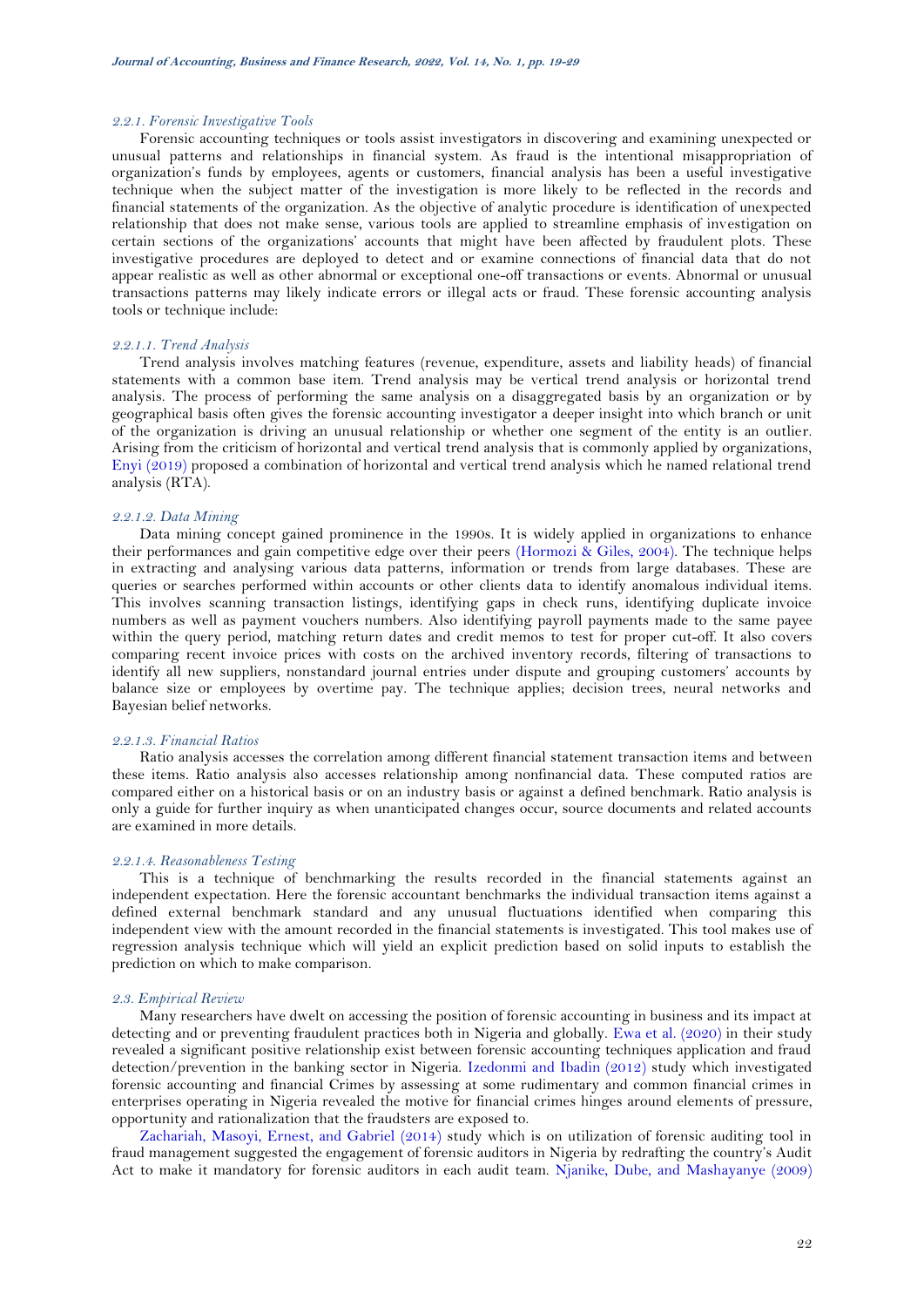#### 2.2.1. Forensic Investigative Tools

Forensic accounting techniques or tools assist investigators in discovering and examining unexpected or unusual patterns and relationships in financial system. As fraud is the intentional misappropriation of organization's funds by employees, agents or customers, financial analysis has been a useful investigative technique when the subject matter of the investigation is more likely to be reflected in the records and financial statements of the organization. As the objective of analytic procedure is identification of unexpected relationship that does not make sense, various tools are applied to streamline emphasis of investigation on certain sections of the organizations' accounts that might have been affected by fraudulent plots. These investigative procedures are deployed to detect and or examine connections of financial data that do not appear realistic as well as other abnormal or exceptional one-off transactions or events. Abnormal or unusual transactions patterns may likely indicate errors or illegal acts or fraud. These forensic accounting analysis tools or technique include:

##### 2.2.1.1. Trend Analysis

Trend analysis involves matching features (revenue, expenditure, assets and liability heads) of financial statements with a common base item. Trend analysis may be vertical trend analysis or horizontal trend analysis. The process of performing the same analysis on a disaggregated basis by an organization or by geographical basis often gives the forensic accounting investigator a deeper insight into which branch or unit of the organization is driving an unusual relationship or whether one segment of the entity is an outlier. Arising from the criticism of horizontal and vertical trend analysis that is commonly applied by organizations, Enyi (2019) proposed a combination of horizontal and vertical trend analysis which he named relational trend analysis (RTA).

##### 2.2.1.2. Data Mining

Data mining concept gained prominence in the 1990s. It is widely applied in organizations to enhance their performances and gain competitive edge over their peers (Hormozi & Giles, 2004). The technique helps in extracting and analysing various data patterns, information or trends from large databases. These are queries or searches performed within accounts or other clients data to identify anomalous individual items. This involves scanning transaction listings, identifying gaps in check runs, identifying duplicate invoice numbers as well as payment vouchers numbers. Also identifying payroll payments made to the same payee within the query period, matching return dates and credit memos to test for proper cut-off. It also covers comparing recent invoice prices with costs on the archived inventory records, filtering of transactions to identify all new suppliers, nonstandard journal entries under dispute and grouping customers' accounts by balance size or employees by overtime pay. The technique applies; decision trees, neural networks and Bayesian belief networks.

##### 2.2.1.3. Financial Ratios

Ratio analysis accesses the correlation among different financial statement transaction items and between these items. Ratio analysis also accesses relationship among nonfinancial data. These computed ratios are compared either on a historical basis or on an industry basis or against a defined benchmark. Ratio analysis is only a guide for further inquiry as when unanticipated changes occur, source documents and related accounts are examined in more details.

##### 2.2.1.4. Reasonableness Testing

This is a technique of benchmarking the results recorded in the financial statements against an independent expectation. Here the forensic accountant benchmarks the individual transaction items against a defined external benchmark standard and any unusual fluctuations identified when comparing this independent view with the amount recorded in the financial statements is investigated. This tool makes use of regression analysis technique which will yield an explicit prediction based on solid inputs to establish the prediction on which to make comparison.

### 2.3. Empirical Review

Many researchers have dwelt on accessing the position of forensic accounting in business and its impact at detecting and or preventing fraudulent practices both in Nigeria and globally. Ewa et al. (2020) in their study revealed a significant positive relationship exist between forensic accounting techniques application and fraud detection/prevention in the banking sector in Nigeria. Izedonmi and Ibadin (2012) study which investigated forensic accounting and financial Crimes by assessing at some rudimentary and common financial crimes in enterprises operating in Nigeria revealed the motive for financial crimes hinges around elements of pressure, opportunity and rationalization that the fraudsters are exposed to.

Zachariah, Masoyi, Ernest, and Gabriel (2014) study which is on utilization of forensic auditing tool in fraud management suggested the engagement of forensic auditors in Nigeria by redrafting the country's Audit Act to make it mandatory for forensic auditors in each audit team. Njanike, Dube, and Mashayanye (2009)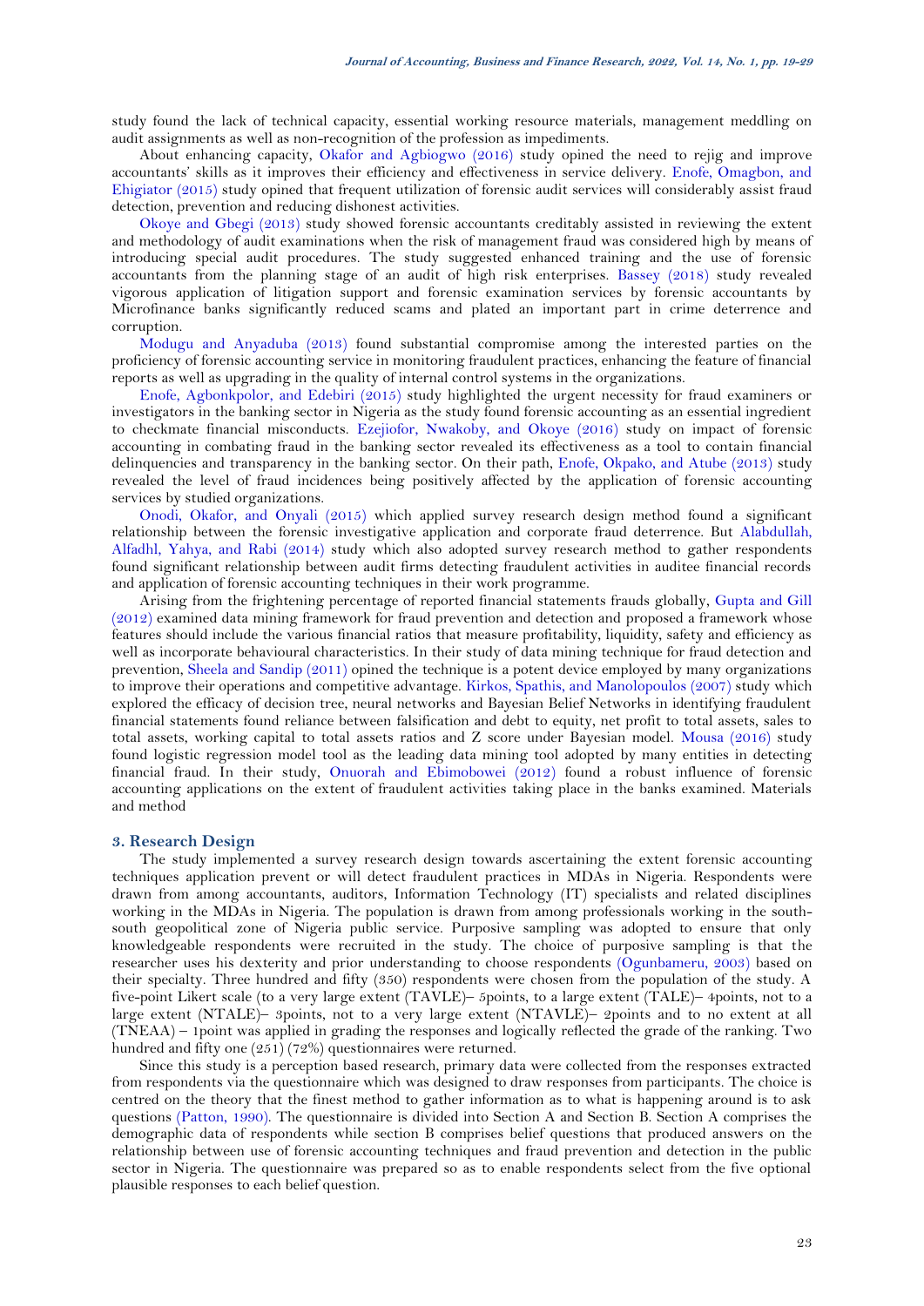study found the lack of technical capacity, essential working resource materials, management meddling on audit assignments as well as non-recognition of the profession as impediments.

About enhancing capacity, Okafor and Agbiogwo (2016) study opined the need to rejig and improve accountants' skills as it improves their efficiency and effectiveness in service delivery. Enofe, Omagbon, and Ehigiator (2015) study opined that frequent utilization of forensic audit services will considerably assist fraud detection, prevention and reducing dishonest activities.

Okoye and Gbegi (2013) study showed forensic accountants creditably assisted in reviewing the extent and methodology of audit examinations when the risk of management fraud was considered high by means of introducing special audit procedures. The study suggested enhanced training and the use of forensic accountants from the planning stage of an audit of high risk enterprises. Bassey (2018) study revealed vigorous application of litigation support and forensic examination services by forensic accountants by Microfinance banks significantly reduced scams and plated an important part in crime deterrence and corruption.

Modugu and Anyaduba (2013) found substantial compromise among the interested parties on the proficiency of forensic accounting service in monitoring fraudulent practices, enhancing the feature of financial reports as well as upgrading in the quality of internal control systems in the organizations.

Enofe, Agbonkpolor, and Edebiri (2015) study highlighted the urgent necessity for fraud examiners or investigators in the banking sector in Nigeria as the study found forensic accounting as an essential ingredient to checkmate financial misconducts. Ezejiofor, Nwakoby, and Okoye (2016) study on impact of forensic accounting in combating fraud in the banking sector revealed its effectiveness as a tool to contain financial delinquencies and transparency in the banking sector. On their path, Enofe, Okpako, and Atube (2013) study revealed the level of fraud incidences being positively affected by the application of forensic accounting services by studied organizations.

Onodi, Okafor, and Onyali (2015) which applied survey research design method found a significant relationship between the forensic investigative application and corporate fraud deterrence. But Alabdullah, Alfadhl, Yahya, and Rabi (2014) study which also adopted survey research method to gather respondents found significant relationship between audit firms detecting fraudulent activities in auditee financial records and application of forensic accounting techniques in their work programme.

Arising from the frightening percentage of reported financial statements frauds globally, Gupta and Gill (2012) examined data mining framework for fraud prevention and detection and proposed a framework whose features should include the various financial ratios that measure profitability, liquidity, safety and efficiency as well as incorporate behavioural characteristics. In their study of data mining technique for fraud detection and prevention, Sheela and Sandip (2011) opined the technique is a potent device employed by many organizations to improve their operations and competitive advantage. Kirkos, Spathis, and Manolopoulos (2007) study which explored the efficacy of decision tree, neural networks and Bayesian Belief Networks in identifying fraudulent financial statements found reliance between falsification and debt to equity, net profit to total assets, sales to total assets, working capital to total assets ratios and Z score under Bayesian model. Mousa (2016) study found logistic regression model tool as the leading data mining tool adopted by many entities in detecting financial fraud. In their study, Onuorah and Ebimobowei (2012) found a robust influence of forensic accounting applications on the extent of fraudulent activities taking place in the banks examined. Materials and method

## 3. Research Design

The study implemented a survey research design towards ascertaining the extent forensic accounting techniques application prevent or will detect fraudulent practices in MDAs in Nigeria. Respondents were drawn from among accountants, auditors, Information Technology (IT) specialists and related disciplines working in the MDAs in Nigeria. The population is drawn from among professionals working in the south-south geopolitical zone of Nigeria public service. Purposive sampling was adopted to ensure that only knowledgeable respondents were recruited in the study. The choice of purposive sampling is that the researcher uses his dexterity and prior understanding to choose respondents (Ogunbameru, 2003) based on their specialty. Three hundred and fifty (350) respondents were chosen from the population of the study. A five-point Likert scale (to a very large extent (TAVLE)– 5points, to a large extent (TALE)– 4points, not to a large extent (NTALE)– 3points, not to a very large extent (NTAVLE)– 2points and to no extent at all (TNEAA) – 1point was applied in grading the responses and logically reflected the grade of the ranking. Two hundred and fifty one (251) (72%) questionnaires were returned.

Since this study is a perception based research, primary data were collected from the responses extracted from respondents via the questionnaire which was designed to draw responses from participants. The choice is centred on the theory that the finest method to gather information as to what is happening around is to ask questions (Patton, 1990). The questionnaire is divided into Section A and Section B. Section A comprises the demographic data of respondents while section B comprises belief questions that produced answers on the relationship between use of forensic accounting techniques and fraud prevention and detection in the public sector in Nigeria. The questionnaire was prepared so as to enable respondents select from the five optional plausible responses to each belief question.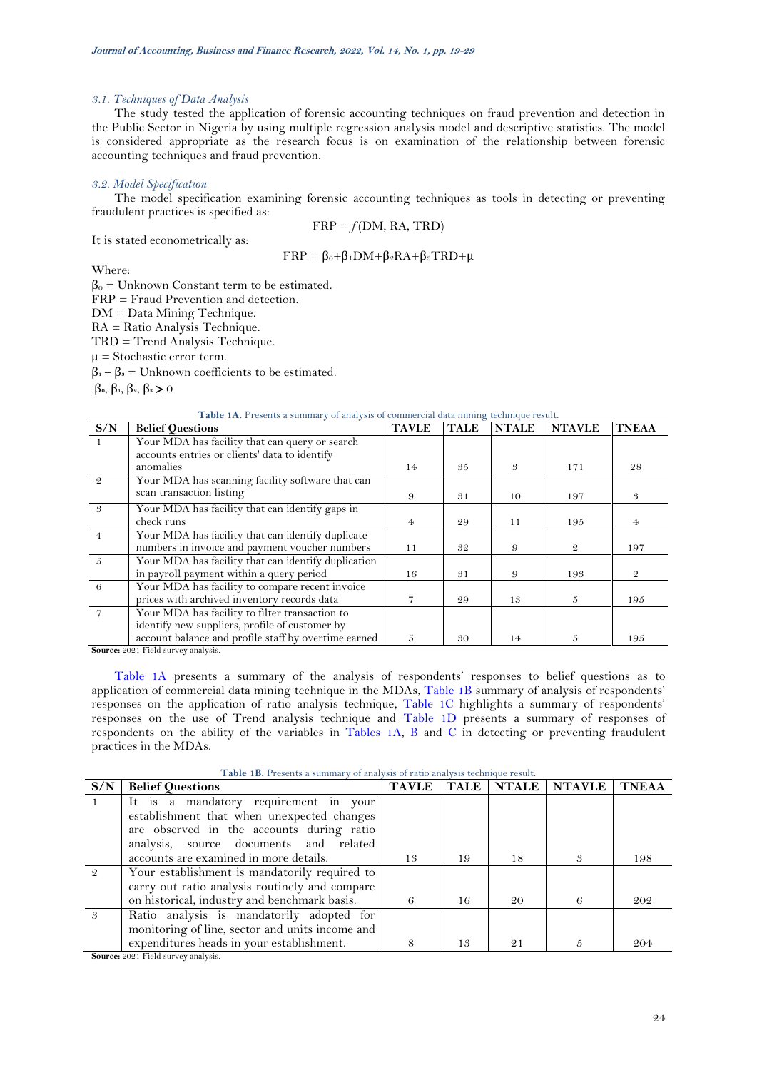### 3.1. Techniques of Data Analysis

The study tested the application of forensic accounting techniques on fraud prevention and detection in the Public Sector in Nigeria by using multiple regression analysis model and descriptive statistics. The model is considered appropriate as the research focus is on examination of the relationship between forensic accounting techniques and fraud prevention.

### 3.2. Model Specification

The model specification examining forensic accounting techniques as tools in detecting or preventing fraudulent practices is specified as:

$$FRP = f(DM, RA, TRD)$$

It is stated econometrically as:

$$FRP = \beta_0 + \beta_1 DM + \beta_2 RA + \beta_3 TRD + \mu$$

Where:

$\beta_0$ = Unknown Constant term to be estimated.

FRP = Fraud Prevention and detection.

DM = Data Mining Technique.

RA = Ratio Analysis Technique.

TRD = Trend Analysis Technique.

$\mu$ = Stochastic error term.

$\beta_1 - \beta_3$ = Unknown coefficients to be estimated.

$\beta_0, \beta_1, \beta_2, \beta_3 \geq 0$

**Table 1A.** Presents a summary of analysis of commercial data mining technique result.

| S/N | Belief Questions | TAVLE | TALE | NTALE | NTAVLE | TNEAA |
|---|---|---|---|---|---|---|
| 1 | Your MDA has facility that can query or search accounts entries or clients' data to identify anomalies | 14 | 35 | 3 | 171 | 28 |
| 2 | Your MDA has scanning facility software that can scan transaction listing | 9 | 31 | 10 | 197 | 3 |
| 3 | Your MDA has facility that can identify gaps in check runs | 4 | 29 | 11 | 195 | 4 |
| 4 | Your MDA has facility that can identify duplicate numbers in invoice and payment voucher numbers | 11 | 32 | 9 | 2 | 197 |
| 5 | Your MDA has facility that can identify duplication in payroll payment within a query period | 16 | 31 | 9 | 193 | 2 |
| 6 | Your MDA has facility to compare recent invoice prices with archived inventory records data | 7 | 29 | 13 | 5 | 195 |
| 7 | Your MDA has facility to filter transaction to identify new suppliers, profile of customer by account balance and profile staff by overtime earned | 5 | 30 | 14 | 5 | 195 |

**Source:** 2021 Field survey analysis.

Table 1A presents a summary of the analysis of respondents' responses to belief questions as to application of commercial data mining technique in the MDAs, Table 1B summary of analysis of respondents' responses on the application of ratio analysis technique, Table 1C highlights a summary of respondents' responses on the use of Trend analysis technique and Table 1D presents a summary of responses of respondents on the ability of the variables in Tables 1A, B and C in detecting or preventing fraudulent practices in the MDAs.

**Table 1B.** Presents a summary of analysis of ratio analysis technique result.

| S/N | Belief Questions | TAVLE | TALE | NTALE | NTAVLE | TNEAA |
|---|---|---|---|---|---|---|
| 1 | It is a mandatory requirement in your establishment that when unexpected changes are observed in the accounts during ratio analysis, source documents and related accounts are examined in more details. | 13 | 19 | 18 | 3 | 198 |
| 2 | Your establishment is mandatorily required to carry out ratio analysis routinely and compare on historical, industry and benchmark basis. | 6 | 16 | 20 | 6 | 202 |
| 3 | Ratio analysis is mandatorily adopted for monitoring of line, sector and units income and expenditures heads in your establishment. | 8 | 13 | 21 | 5 | 204 |

**Source:** 2021 Field survey analysis.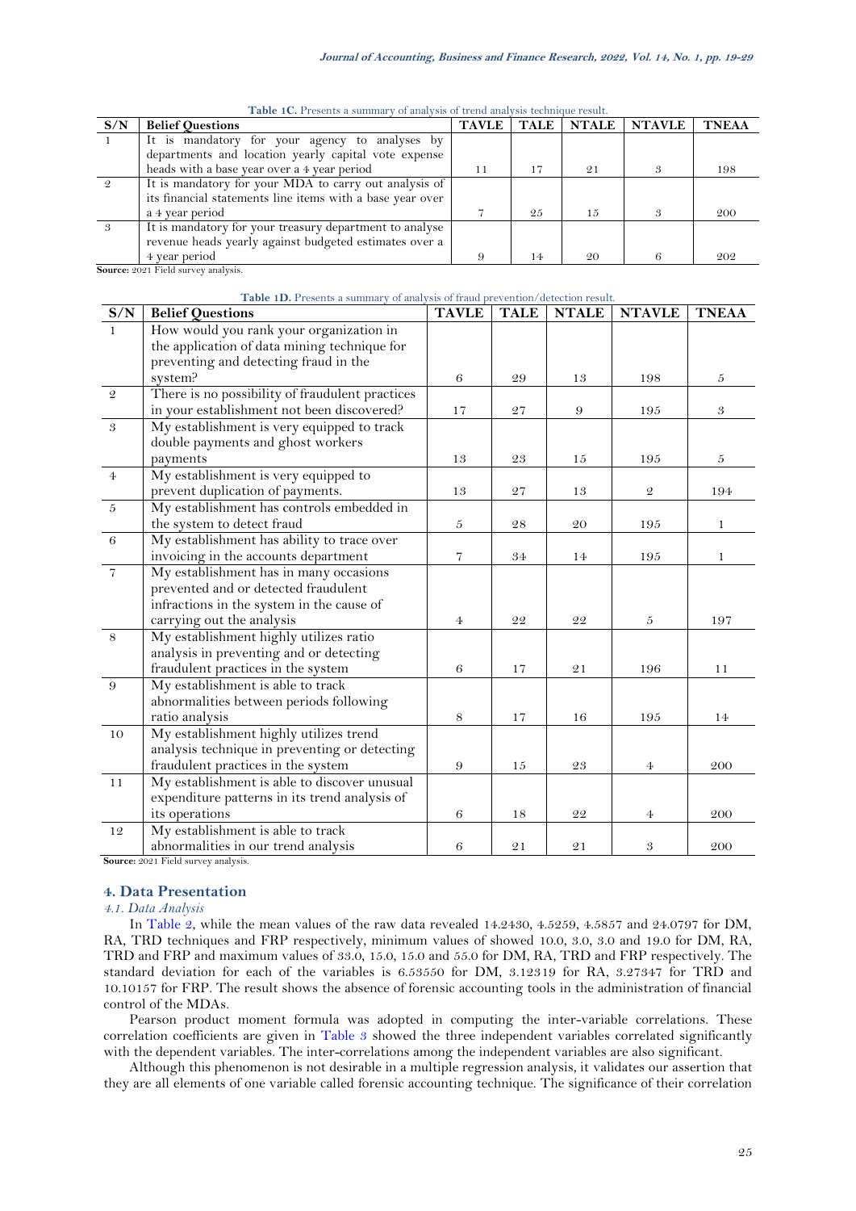**Table 1C.** Presents a summary of analysis of trend analysis technique result.

| S/N | Belief Questions | TAVLE | TALE | NTALE | NTAVLE | TNEAA |
|---|---|---|---|---|---|---|
| 1 | It is mandatory for your agency to analyses by departments and location yearly capital vote expense heads with a base year over a 4 year period | 11 | 17 | 21 | 3 | 198 |
| 2 | It is mandatory for your MDA to carry out analysis of its financial statements line items with a base year over a 4 year period | 7 | 25 | 15 | 3 | 200 |
| 3 | It is mandatory for your treasury department to analyse revenue heads yearly against budgeted estimates over a 4 year period | 9 | 14 | 20 | 6 | 202 |

**Source:** 2021 Field survey analysis.

**Table 1D.** Presents a summary of analysis of fraud prevention/detection result.

| S/N | Belief Questions | TAVLE | TALE | NTALE | NTAVLE | TNEAA |
|---|---|---|---|---|---|---|
| 1 | How would you rank your organization in the application of data mining technique for preventing and detecting fraud in the system? | 6 | 29 | 13 | 198 | 5 |
| 2 | There is no possibility of fraudulent practices in your establishment not been discovered? | 17 | 27 | 9 | 195 | 3 |
| 3 | My establishment is very equipped to track double payments and ghost workers payments | 13 | 23 | 15 | 195 | 5 |
| 4 | My establishment is very equipped to prevent duplication of payments. | 13 | 27 | 13 | 2 | 194 |
| 5 | My establishment has controls embedded in the system to detect fraud | 5 | 28 | 20 | 195 | 1 |
| 6 | My establishment has ability to trace over invoicing in the accounts department | 7 | 34 | 14 | 195 | 1 |
| 7 | My establishment has in many occasions prevented and or detected fraudulent infractions in the system in the cause of carrying out the analysis | 4 | 22 | 22 | 5 | 197 |
| 8 | My establishment highly utilizes ratio analysis in preventing and or detecting fraudulent practices in the system | 6 | 17 | 21 | 196 | 11 |
| 9 | My establishment is able to track abnormalities between periods following ratio analysis | 8 | 17 | 16 | 195 | 14 |
| 10 | My establishment highly utilizes trend analysis technique in preventing or detecting fraudulent practices in the system | 9 | 15 | 23 | 4 | 200 |
| 11 | My establishment is able to discover unusual expenditure patterns in its trend analysis of its operations | 6 | 18 | 22 | 4 | 200 |
| 12 | My establishment is able to track abnormalities in our trend analysis | 6 | 21 | 21 | 3 | 200 |

**Source:** 2021 Field survey analysis.

## 4. Data Presentation

### *4.1. Data Analysis*

In Table 2, while the mean values of the raw data revealed 14.2430, 4.5259, 4.5857 and 24.0797 for DM, RA, TRD techniques and FRP respectively, minimum values of showed 10.0, 3.0, 3.0 and 19.0 for DM, RA, TRD and FRP and maximum values of 33.0, 15.0, 15.0 and 55.0 for DM, RA, TRD and FRP respectively. The standard deviation for each of the variables is 6.53550 for DM, 3.12319 for RA, 3.27347 for TRD and 10.10157 for FRP. The result shows the absence of forensic accounting tools in the administration of financial control of the MDAs.

Pearson product moment formula was adopted in computing the inter-variable correlations. These correlation coefficients are given in Table 3 showed the three independent variables correlated significantly with the dependent variables. The inter-correlations among the independent variables are also significant.

Although this phenomenon is not desirable in a multiple regression analysis, it validates our assertion that they are all elements of one variable called forensic accounting technique. The significance of their correlation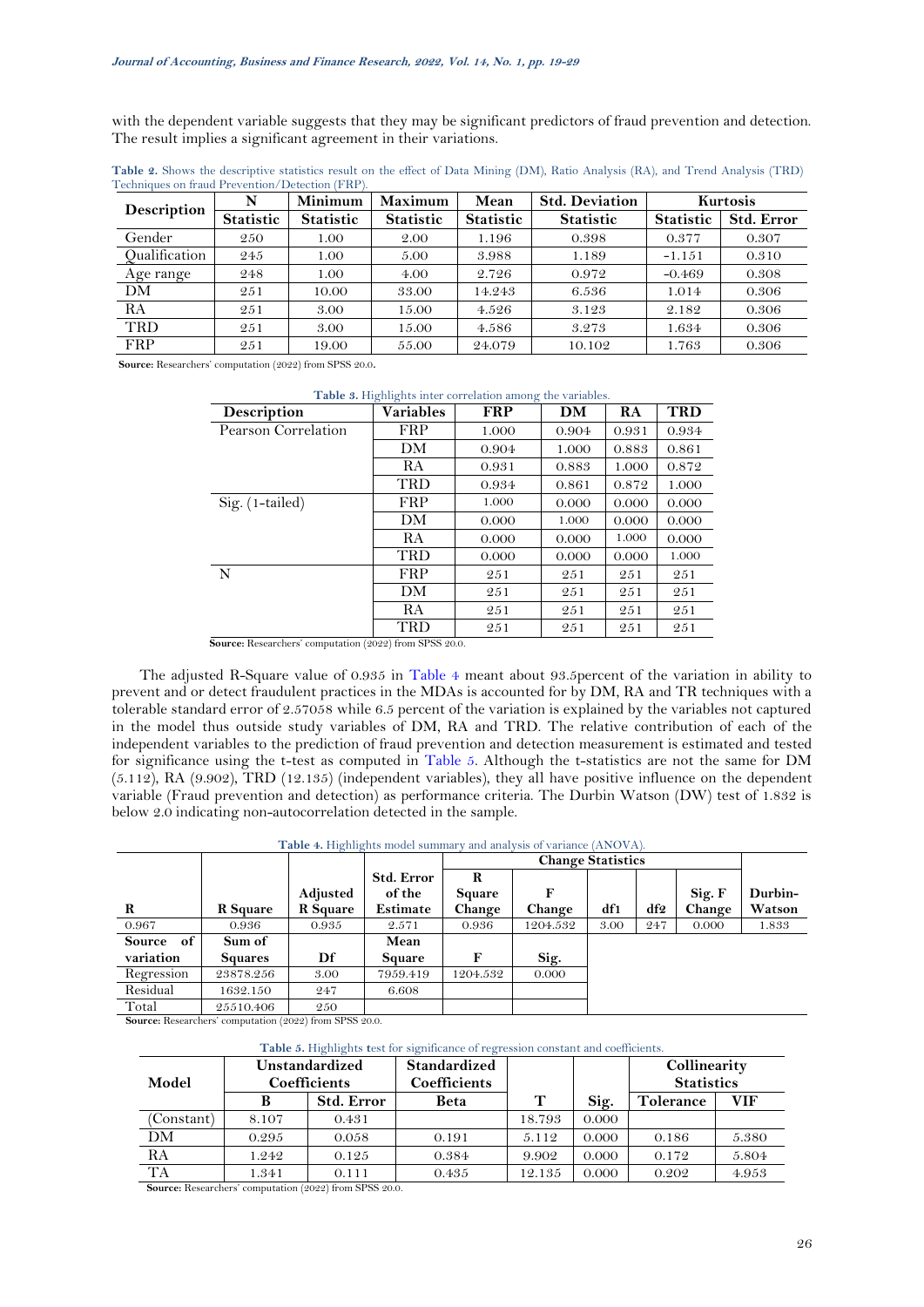with the dependent variable suggests that they may be significant predictors of fraud prevention and detection. The result implies a significant agreement in their variations.

**Table 2.** Shows the descriptive statistics result on the effect of Data Mining (DM), Ratio Analysis (RA), and Trend Analysis (TRD) Techniques on fraud Prevention/Detection (FRP).

| Description | N | Minimum | Maximum | Mean | Std. Deviation | Kurtosis | |
|---|---|---|---|---|---|---|---|
| | Statistic | Statistic | Statistic | Statistic | Statistic | Statistic | Std. Error |
| Gender | 250 | 1.00 | 2.00 | 1.196 | 0.398 | 0.377 | 0.307 |
| Qualification | 245 | 1.00 | 5.00 | 3.988 | 1.189 | -1.151 | 0.310 |
| Age range | 248 | 1.00 | 4.00 | 2.726 | 0.972 | -0.469 | 0.308 |
| DM | 251 | 10.00 | 33.00 | 14.243 | 6.536 | 1.014 | 0.306 |
| RA | 251 | 3.00 | 15.00 | 4.526 | 3.123 | 2.182 | 0.306 |
| TRD | 251 | 3.00 | 15.00 | 4.586 | 3.273 | 1.634 | 0.306 |
| FRP | 251 | 19.00 | 55.00 | 24.079 | 10.102 | 1.763 | 0.306 |

**Source:** Researchers' computation (2022) from SPSS 20.0.

**Table 3.** Highlights inter correlation among the variables.

| Description | Variables | FRP | DM | RA | TRD |
|---|---|---|---|---|---|
| Pearson Correlation | FRP | 1.000 | 0.904 | 0.931 | 0.934 |
| | DM | 0.904 | 1.000 | 0.883 | 0.861 |
| | RA | 0.931 | 0.883 | 1.000 | 0.872 |
| | TRD | 0.934 | 0.861 | 0.872 | 1.000 |
| Sig. (1-tailed) | FRP | 1.000 | 0.000 | 0.000 | 0.000 |
| | DM | 0.000 | 1.000 | 0.000 | 0.000 |
| | RA | 0.000 | 0.000 | 1.000 | 0.000 |
| | TRD | 0.000 | 0.000 | 0.000 | 1.000 |
| N | FRP | 251 | 251 | 251 | 251 |
| | DM | 251 | 251 | 251 | 251 |
| | RA | 251 | 251 | 251 | 251 |
| | TRD | 251 | 251 | 251 | 251 |

**Source:** Researchers' computation (2022) from SPSS 20.0.

The adjusted R-Square value of 0.935 in Table 4 meant about 93.5percent of the variation in ability to prevent and or detect fraudulent practices in the MDAs is accounted for by DM, RA and TR techniques with a tolerable standard error of 2.57058 while 6.5 percent of the variation is explained by the variables not captured in the model thus outside study variables of DM, RA and TRD. The relative contribution of each of the independent variables to the prediction of fraud prevention and detection measurement is estimated and tested for significance using the t-test as computed in Table 5. Although the t-statistics are not the same for DM (5.112), RA (9.902), TRD (12.135) (independent variables), they all have positive influence on the dependent variable (Fraud prevention and detection) as performance criteria. The Durbin Watson (DW) test of 1.832 is below 2.0 indicating non-autocorrelation detected in the sample.

**Table 4.** Highlights model summary and analysis of variance (ANOVA).

| R | R Square | Adjusted R Square | Std. Error of the Estimate | Change Statistics | | | | | Durbin-Watson |
|---|---|---|---|---|---|---|---|---|---|
| | | | | R Square Change | F Change | df1 | df2 | Sig. F Change | |
| 0.967 | 0.936 | 0.935 | 2.571 | 0.936 | 1204.532 | 3.00 | 247 | 0.000 | 1.833 |
| Source of variation | Sum of Squares | Df | Mean Square | F | Sig. | | | | |
| Regression | 23878.256 | 3.00 | 7959.419 | 1204.532 | 0.000 | | | | |
| Residual | 1632.150 | 247 | 6.608 | | | | | | |
| Total | 25510.406 | 250 | | | | | | | |

**Source:** Researchers' computation (2022) from SPSS 20.0.

**Table 5.** Highlights test for significance of regression constant and coefficients.

| Model | Unstandardized Coefficients | | Standardized Coefficients | T | Sig. | Collinearity Statistics | |
|---|---|---|---|---|---|---|---|
| | B | Std. Error | Beta | | | Tolerance | VIF |
| (Constant) | 8.107 | 0.431 | | 18.793 | 0.000 | | |
| DM | 0.295 | 0.058 | 0.191 | 5.112 | 0.000 | 0.186 | 5.380 |
| RA | 1.242 | 0.125 | 0.384 | 9.902 | 0.000 | 0.172 | 5.804 |
| TA | 1.341 | 0.111 | 0.435 | 12.135 | 0.000 | 0.202 | 4.953 |

**Source:** Researchers' computation (2022) from SPSS 20.0.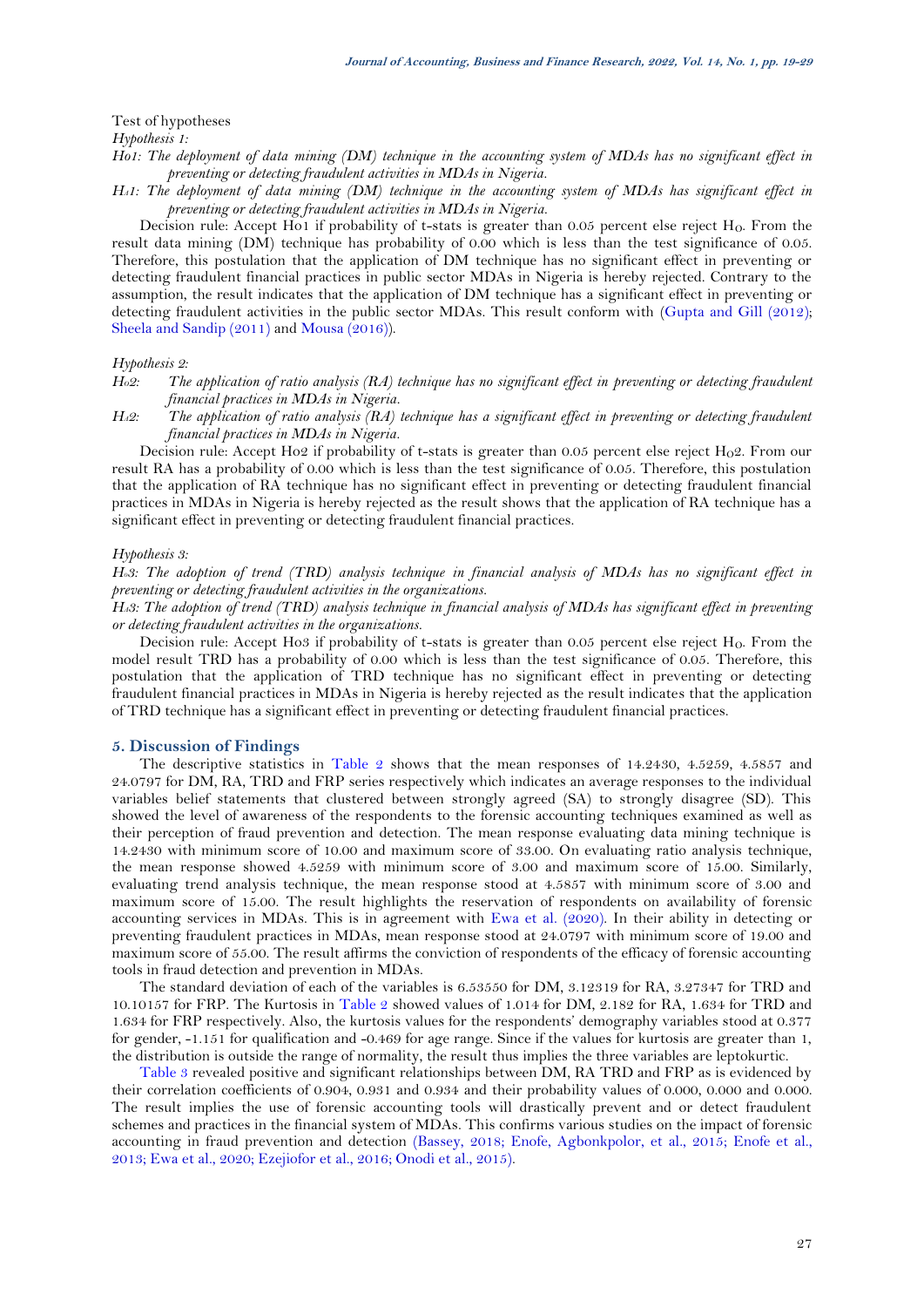Test of hypotheses

*Hypothesis 1:*

*Ho1: The deployment of data mining (DM) technique in the accounting system of MDAs has no significant effect in preventing or detecting fraudulent activities in MDAs in Nigeria.*

*Ha1: The deployment of data mining (DM) technique in the accounting system of MDAs has significant effect in preventing or detecting fraudulent activities in MDAs in Nigeria.*

Decision rule: Accept Ho1 if probability of t-stats is greater than 0.05 percent else reject $H_O$. From the result data mining (DM) technique has probability of 0.00 which is less than the test significance of 0.05. Therefore, this postulation that the application of DM technique has no significant effect in preventing or detecting fraudulent financial practices in public sector MDAs in Nigeria is hereby rejected. Contrary to the assumption, the result indicates that the application of DM technique has a significant effect in preventing or detecting fraudulent activities in the public sector MDAs. This result conform with (Gupta and Gill (2012); Sheela and Sandip (2011) and Mousa (2016)).

*Hypothesis 2:*

*Ho2: The application of ratio analysis (RA) technique has no significant effect in preventing or detecting fraudulent financial practices in MDAs in Nigeria.*

*Ha2: The application of ratio analysis (RA) technique has a significant effect in preventing or detecting fraudulent financial practices in MDAs in Nigeria.*

Decision rule: Accept Ho2 if probability of t-stats is greater than 0.05 percent else reject $H_O2$. From our result RA has a probability of 0.00 which is less than the test significance of 0.05. Therefore, this postulation that the application of RA technique has no significant effect in preventing or detecting fraudulent financial practices in MDAs in Nigeria is hereby rejected as the result shows that the application of RA technique has a significant effect in preventing or detecting fraudulent financial practices.

*Hypothesis 3:*

*Ho3: The adoption of trend (TRD) analysis technique in financial analysis of MDAs has no significant effect in preventing or detecting fraudulent activities in the organizations.*

*Ha3: The adoption of trend (TRD) analysis technique in financial analysis of MDAs has significant effect in preventing or detecting fraudulent activities in the organizations.*

Decision rule: Accept Ho3 if probability of t-stats is greater than 0.05 percent else reject $H_O$. From the model result TRD has a probability of 0.00 which is less than the test significance of 0.05. Therefore, this postulation that the application of TRD technique has no significant effect in preventing or detecting fraudulent financial practices in MDAs in Nigeria is hereby rejected as the result indicates that the application of TRD technique has a significant effect in preventing or detecting fraudulent financial practices.

## 5. Discussion of Findings

The descriptive statistics in Table 2 shows that the mean responses of 14.2430, 4.5259, 4.5857 and 24.0797 for DM, RA, TRD and FRP series respectively which indicates an average responses to the individual variables belief statements that clustered between strongly agreed (SA) to strongly disagree (SD). This showed the level of awareness of the respondents to the forensic accounting techniques examined as well as their perception of fraud prevention and detection. The mean response evaluating data mining technique is 14.2430 with minimum score of 10.00 and maximum score of 33.00. On evaluating ratio analysis technique, the mean response showed 4.5259 with minimum score of 3.00 and maximum score of 15.00. Similarly, evaluating trend analysis technique, the mean response stood at 4.5857 with minimum score of 3.00 and maximum score of 15.00. The result highlights the reservation of respondents on availability of forensic accounting services in MDAs. This is in agreement with Ewa et al. (2020). In their ability in detecting or preventing fraudulent practices in MDAs, mean response stood at 24.0797 with minimum score of 19.00 and maximum score of 55.00. The result affirms the conviction of respondents of the efficacy of forensic accounting tools in fraud detection and prevention in MDAs.

The standard deviation of each of the variables is 6.53550 for DM, 3.12319 for RA, 3.27347 for TRD and 10.10157 for FRP. The Kurtosis in Table 2 showed values of 1.014 for DM, 2.182 for RA, 1.634 for TRD and 1.634 for FRP respectively. Also, the kurtosis values for the respondents' demography variables stood at 0.377 for gender, -1.151 for qualification and -0.469 for age range. Since if the values for kurtosis are greater than 1, the distribution is outside the range of normality, the result thus implies the three variables are leptokurtic.

Table 3 revealed positive and significant relationships between DM, RA TRD and FRP as is evidenced by their correlation coefficients of 0.904, 0.931 and 0.934 and their probability values of 0.000, 0.000 and 0.000. The result implies the use of forensic accounting tools will drastically prevent and or detect fraudulent schemes and practices in the financial system of MDAs. This confirms various studies on the impact of forensic accounting in fraud prevention and detection (Bassey, 2018; Enofe, Agbonkpolor, et al., 2015; Enofe et al., 2013; Ewa et al., 2020; Ezejiofor et al., 2016; Onodi et al., 2015).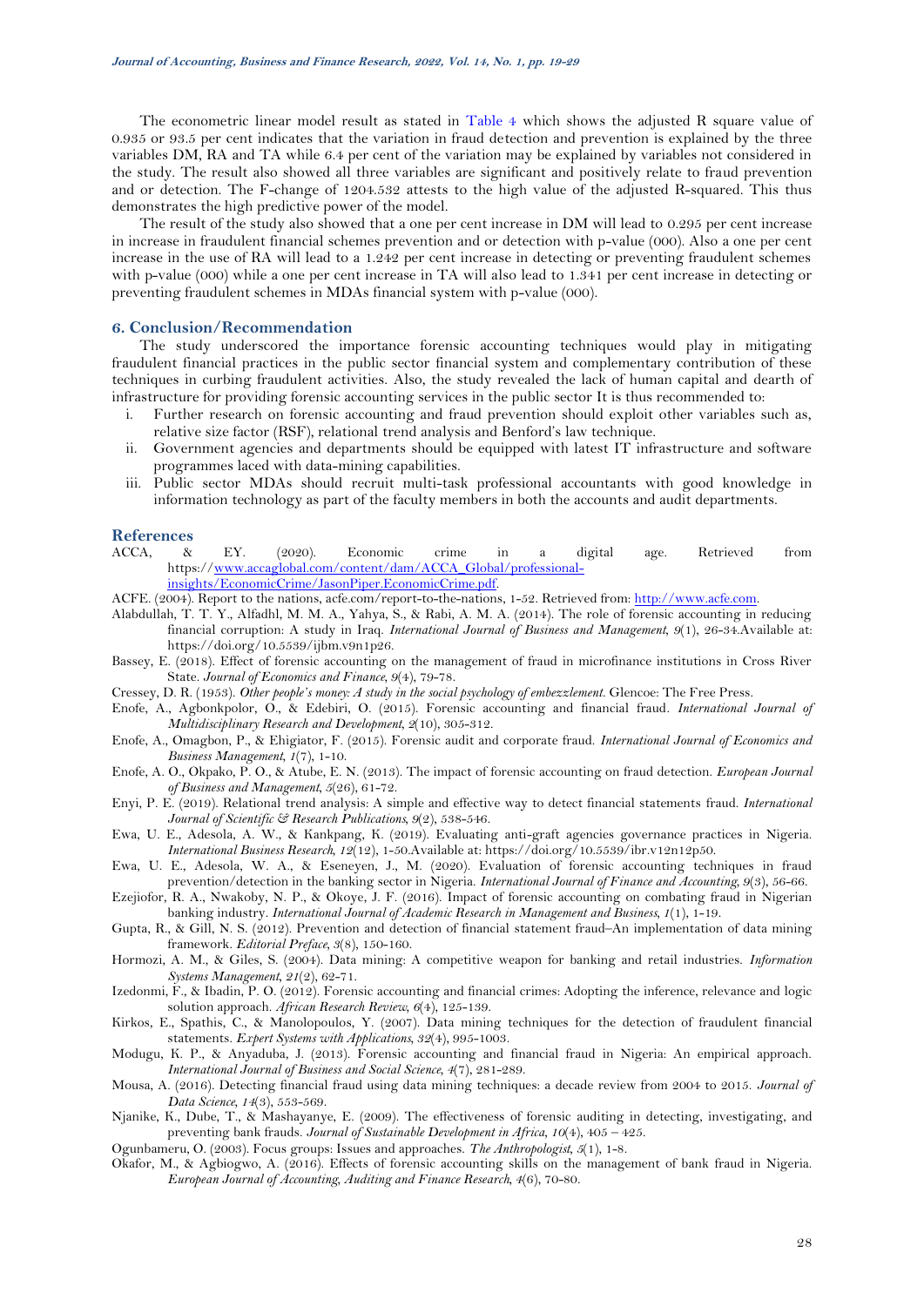The econometric linear model result as stated in Table 4 which shows the adjusted R square value of 0.935 or 93.5 per cent indicates that the variation in fraud detection and prevention is explained by the three variables DM, RA and TA while 6.4 per cent of the variation may be explained by variables not considered in the study. The result also showed all three variables are significant and positively relate to fraud prevention and or detection. The F-change of 1204.532 attests to the high value of the adjusted R-squared. This thus demonstrates the high predictive power of the model.

The result of the study also showed that a one per cent increase in DM will lead to 0.295 per cent increase in increase in fraudulent financial schemes prevention and or detection with p-value (000). Also a one per cent increase in the use of RA will lead to a 1.242 per cent increase in detecting or preventing fraudulent schemes with p-value (000) while a one per cent increase in TA will also lead to 1.341 per cent increase in detecting or preventing fraudulent schemes in MDAs financial system with p-value (000).

## 6. Conclusion/Recommendation

The study underscored the importance forensic accounting techniques would play in mitigating fraudulent financial practices in the public sector financial system and complementary contribution of these techniques in curbing fraudulent activities. Also, the study revealed the lack of human capital and dearth of infrastructure for providing forensic accounting services in the public sector It is thus recommended to:

i. Further research on forensic accounting and fraud prevention should exploit other variables such as, relative size factor (RSF), relational trend analysis and Benford's law technique.
ii. Government agencies and departments should be equipped with latest IT infrastructure and software programmes laced with data-mining capabilities.
iii. Public sector MDAs should recruit multi-task professional accountants with good knowledge in information technology as part of the faculty members in both the accounts and audit departments.

## References

ACCA, & EY. (2020). Economic crime in a digital age. Retrieved from https://www.accaglobal.com/content/dam/ACCA_Global/professional-insights/EconomicCrime/JasonPiper.EconomicCrime.pdf.

ACFE. (2004). Report to the nations, acfe.com/report-to-the-nations, 1-52. Retrieved from: http://www.acfe.com.

Alabdullah, T. T. Y., Alfadhl, M. M. A., Yahya, S., & Rabi, A. M. A. (2014). The role of forensic accounting in reducing financial corruption: A study in Iraq. *International Journal of Business and Management, 9*(1), 26-34.Available at: https://doi.org/10.5539/ijbm.v9n1p26.

Bassey, E. (2018). Effect of forensic accounting on the management of fraud in microfinance institutions in Cross River State. *Journal of Economics and Finance, 9*(4), 79-78.

Cressey, D. R. (1953). *Other people's money: A study in the social psychology of embezzlement*. Glencoe: The Free Press.

Enofe, A., Agbonkpolor, O., & Edebiri, O. (2015). Forensic accounting and financial fraud. *International Journal of Multidisciplinary Research and Development, 2*(10), 305-312.

Enofe, A., Omagbon, P., & Ehigiator, F. (2015). Forensic audit and corporate fraud. *International Journal of Economics and Business Management, 1*(7), 1-10.

Enofe, A. O., Okpako, P. O., & Atube, E. N. (2013). The impact of forensic accounting on fraud detection. *European Journal of Business and Management, 5*(26), 61-72.

Enyi, P. E. (2019). Relational trend analysis: A simple and effective way to detect financial statements fraud. *International Journal of Scientific & Research Publications, 9*(2), 538-546.

Ewa, U. E., Adesola, A. W., & Kankpang, K. (2019). Evaluating anti-graft agencies governance practices in Nigeria. *International Business Research, 12*(12), 1-50.Available at: https://doi.org/10.5539/ibr.v12n12p50.

Ewa, U. E., Adesola, W. A., & Eseneyen, J., M. (2020). Evaluation of forensic accounting techniques in fraud prevention/detection in the banking sector in Nigeria. *International Journal of Finance and Accounting, 9*(3), 56-66.

Ezejiofor, R. A., Nwakoby, N. P., & Okoye, J. F. (2016). Impact of forensic accounting on combating fraud in Nigerian banking industry. *International Journal of Academic Research in Management and Business, 1*(1), 1-19.

Gupta, R., & Gill, N. S. (2012). Prevention and detection of financial statement fraud–An implementation of data mining framework. *Editorial Preface, 3*(8), 150-160.

Hormozi, A. M., & Giles, S. (2004). Data mining: A competitive weapon for banking and retail industries. *Information Systems Management, 21*(2), 62-71.

Izedonmi, F., & Ibadin, P. O. (2012). Forensic accounting and financial crimes: Adopting the inference, relevance and logic solution approach. *African Research Review, 6*(4), 125-139.

Kirkos, E., Spathis, C., & Manolopoulos, Y. (2007). Data mining techniques for the detection of fraudulent financial statements. *Expert Systems with Applications, 32*(4), 995-1003.

Modugu, K. P., & Anyaduba, J. (2013). Forensic accounting and financial fraud in Nigeria: An empirical approach. *International Journal of Business and Social Science, 4*(7), 281-289.

Mousa, A. (2016). Detecting financial fraud using data mining techniques: a decade review from 2004 to 2015. *Journal of Data Science, 14*(3), 553-569.

Njanike, K., Dube, T., & Mashayanye, E. (2009). The effectiveness of forensic auditing in detecting, investigating, and preventing bank frauds. *Journal of Sustainable Development in Africa, 10*(4), 405 – 425.

Ogunbameru, O. (2003). Focus groups: Issues and approaches. *The Anthropologist, 5*(1), 1-8.

Okafor, M., & Agbiogwo, A. (2016). Effects of forensic accounting skills on the management of bank fraud in Nigeria. *European Journal of Accounting, Auditing and Finance Research, 4*(6), 70-80.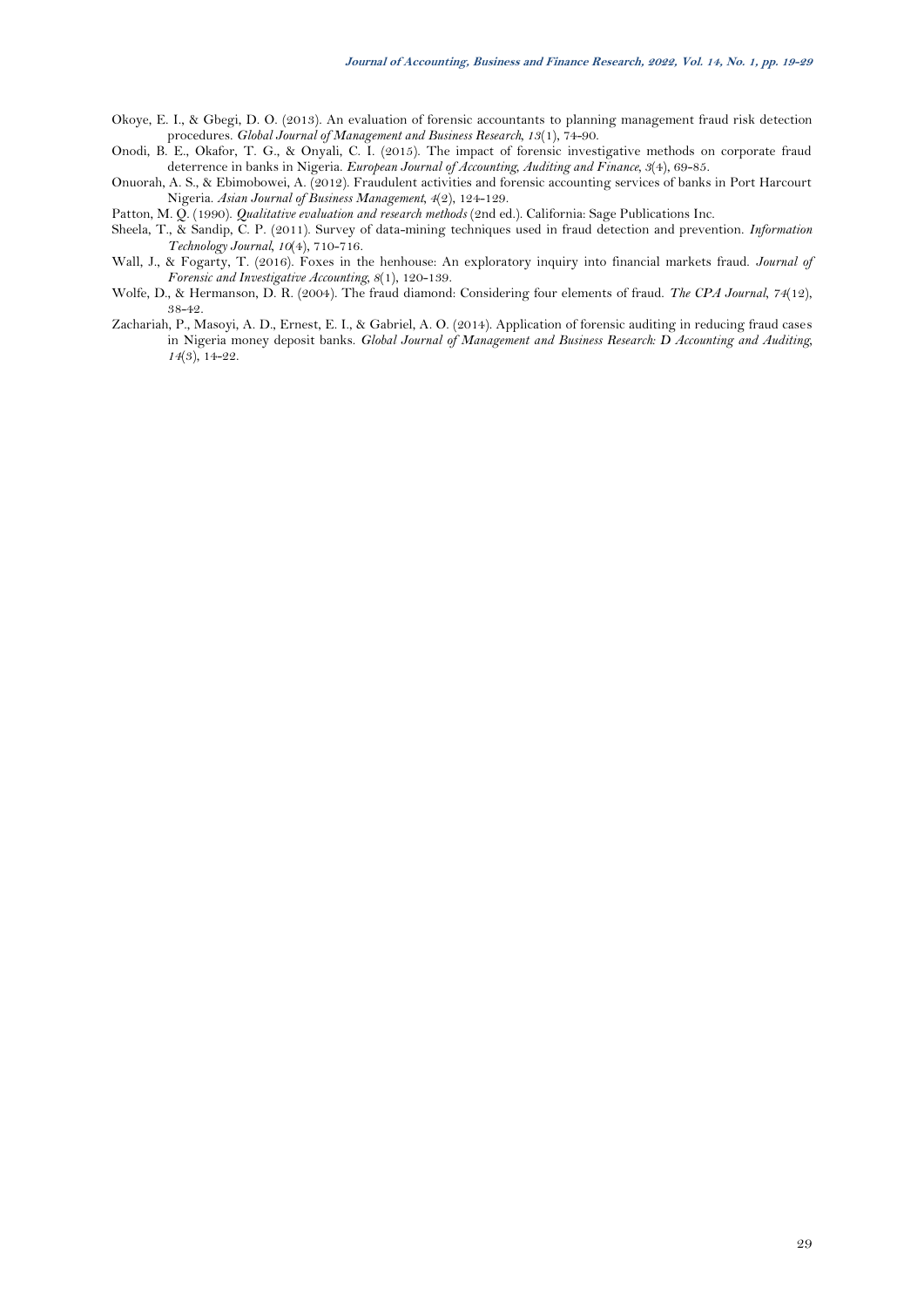Okoye, E. I., & Gbegi, D. O. (2013). An evaluation of forensic accountants to planning management fraud risk detection procedures. *Global Journal of Management and Business Research, 13*(1), 74-90.

Onodi, B. E., Okafor, T. G., & Onyali, C. I. (2015). The impact of forensic investigative methods on corporate fraud deterrence in banks in Nigeria. *European Journal of Accounting, Auditing and Finance, 3*(4), 69-85.

Onuorah, A. S., & Ebimobowei, A. (2012). Fraudulent activities and forensic accounting services of banks in Port Harcourt Nigeria. *Asian Journal of Business Management, 4*(2), 124-129.

Patton, M. Q. (1990). *Qualitative evaluation and research methods* (2nd ed.). California: Sage Publications Inc.

Sheela, T., & Sandip, C. P. (2011). Survey of data-mining techniques used in fraud detection and prevention. *Information Technology Journal, 10*(4), 710-716.

Wall, J., & Fogarty, T. (2016). Foxes in the henhouse: An exploratory inquiry into financial markets fraud. *Journal of Forensic and Investigative Accounting, 8*(1), 120-139.

Wolfe, D., & Hermanson, D. R. (2004). The fraud diamond: Considering four elements of fraud. *The CPA Journal, 74*(12), 38-42.

Zachariah, P., Masoyi, A. D., Ernest, E. I., & Gabriel, A. O. (2014). Application of forensic auditing in reducing fraud cases in Nigeria money deposit banks. *Global Journal of Management and Business Research: D Accounting and Auditing, 14*(3), 14-22.